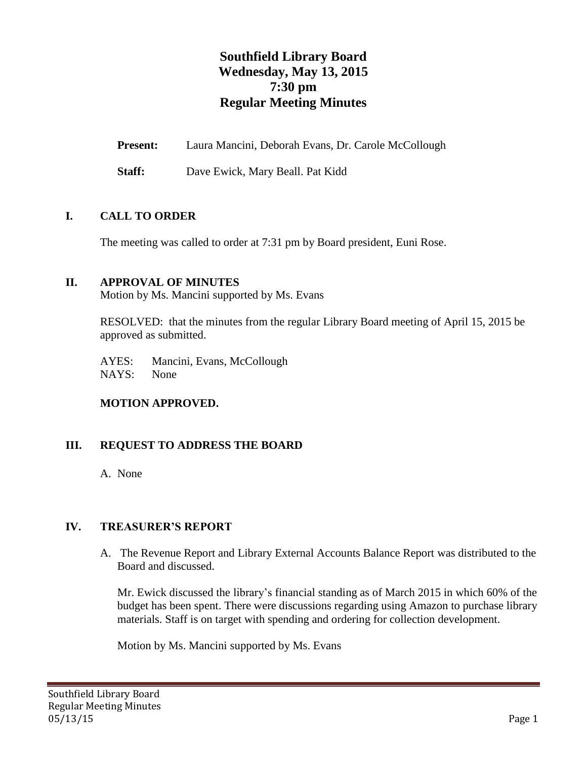# Southfield Library Board
# Wednesday, May 13, 2015
# 7:30 pm
# Regular Meeting Minutes

**Present:** Laura Mancini, Deborah Evans, Dr. Carole McCollough

**Staff:** Dave Ewick, Mary Beall. Pat Kidd

## I. CALL TO ORDER

The meeting was called to order at 7:31 pm by Board president, Euni Rose.

## II. APPROVAL OF MINUTES

Motion by Ms. Mancini supported by Ms. Evans

RESOLVED: that the minutes from the regular Library Board meeting of April 15, 2015 be approved as submitted.

AYES: Mancini, Evans, McCollough
NAYS: None

**MOTION APPROVED.**

## III. REQUEST TO ADDRESS THE BOARD

A. None

## IV. TREASURER'S REPORT

A. The Revenue Report and Library External Accounts Balance Report was distributed to the Board and discussed.

Mr. Ewick discussed the library's financial standing as of March 2015 in which 60% of the budget has been spent. There were discussions regarding using Amazon to purchase library materials. Staff is on target with spending and ordering for collection development.

Motion by Ms. Mancini supported by Ms. Evans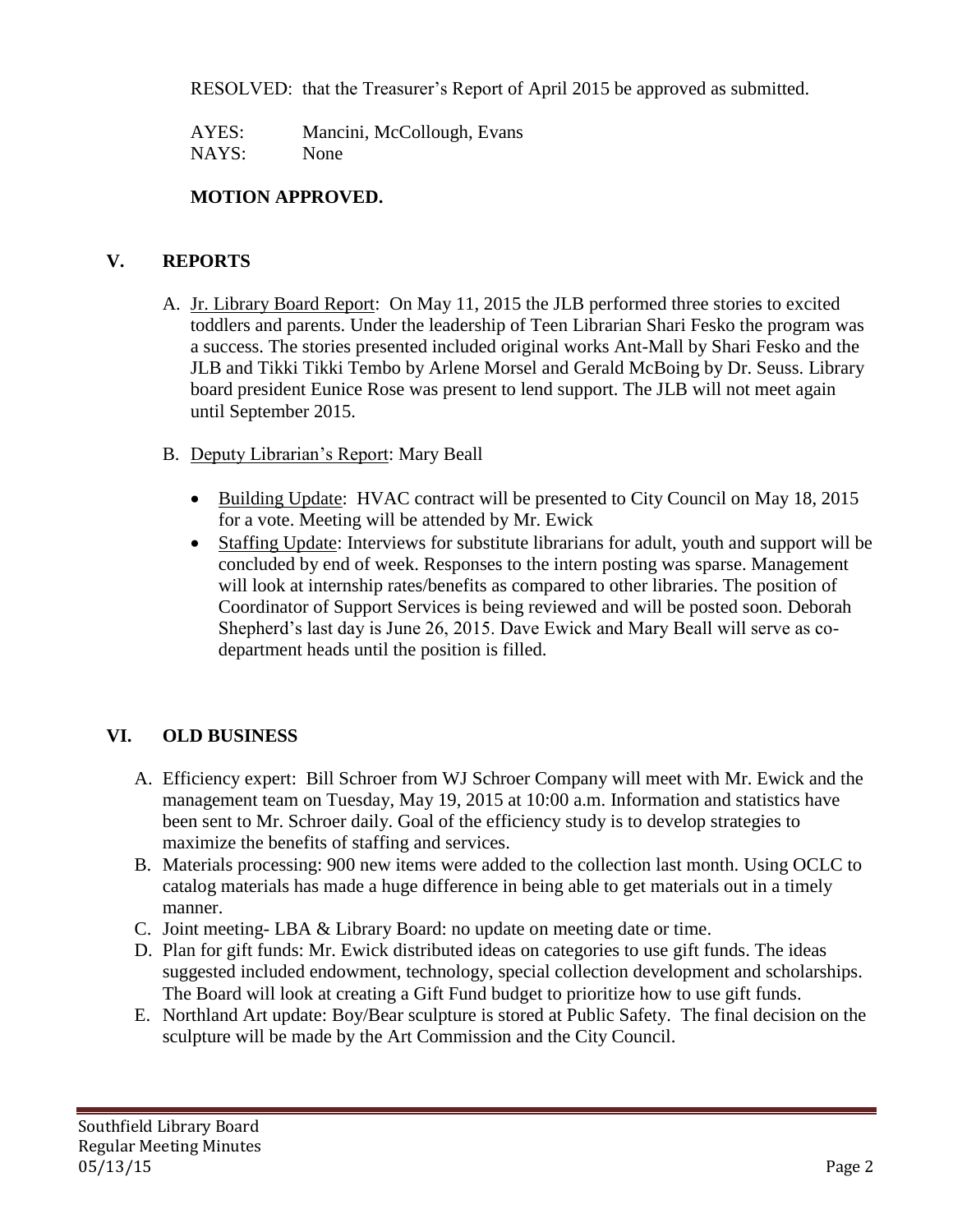RESOLVED: that the Treasurer's Report of April 2015 be approved as submitted.

AYES: Mancini, McCollough, Evans
NAYS: None

**MOTION APPROVED.**

## V. REPORTS

A. Jr. Library Board Report: On May 11, 2015 the JLB performed three stories to excited toddlers and parents. Under the leadership of Teen Librarian Shari Fesko the program was a success. The stories presented included original works Ant-Mall by Shari Fesko and the JLB and Tikki Tikki Tembo by Arlene Morsel and Gerald McBoing by Dr. Seuss. Library board president Eunice Rose was present to lend support. The JLB will not meet again until September 2015.

B. Deputy Librarian's Report: Mary Beall

- Building Update: HVAC contract will be presented to City Council on May 18, 2015 for a vote. Meeting will be attended by Mr. Ewick
- Staffing Update: Interviews for substitute librarians for adult, youth and support will be concluded by end of week. Responses to the intern posting was sparse. Management will look at internship rates/benefits as compared to other libraries. The position of Coordinator of Support Services is being reviewed and will be posted soon. Deborah Shepherd's last day is June 26, 2015. Dave Ewick and Mary Beall will serve as co-department heads until the position is filled.

## VI. OLD BUSINESS

A. Efficiency expert: Bill Schroer from WJ Schroer Company will meet with Mr. Ewick and the management team on Tuesday, May 19, 2015 at 10:00 a.m. Information and statistics have been sent to Mr. Schroer daily. Goal of the efficiency study is to develop strategies to maximize the benefits of staffing and services.

B. Materials processing: 900 new items were added to the collection last month. Using OCLC to catalog materials has made a huge difference in being able to get materials out in a timely manner.

C. Joint meeting- LBA & Library Board: no update on meeting date or time.

D. Plan for gift funds: Mr. Ewick distributed ideas on categories to use gift funds. The ideas suggested included endowment, technology, special collection development and scholarships. The Board will look at creating a Gift Fund budget to prioritize how to use gift funds.

E. Northland Art update: Boy/Bear sculpture is stored at Public Safety. The final decision on the sculpture will be made by the Art Commission and the City Council.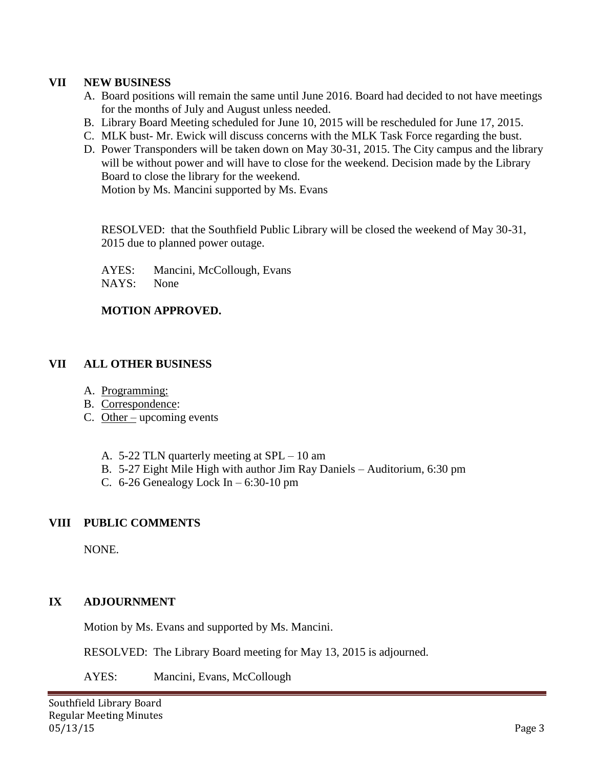## VII NEW BUSINESS

A. Board positions will remain the same until June 2016. Board had decided to not have meetings for the months of July and August unless needed.
B. Library Board Meeting scheduled for June 10, 2015 will be rescheduled for June 17, 2015.
C. MLK bust- Mr. Ewick will discuss concerns with the MLK Task Force regarding the bust.
D. Power Transponders will be taken down on May 30-31, 2015. The City campus and the library will be without power and will have to close for the weekend. Decision made by the Library Board to close the library for the weekend.
   Motion by Ms. Mancini supported by Ms. Evans

   RESOLVED: that the Southfield Public Library will be closed the weekend of May 30-31, 2015 due to planned power outage.

   AYES: Mancini, McCollough, Evans
   NAYS: None

   **MOTION APPROVED.**

## VII ALL OTHER BUSINESS

A. Programming:
B. Correspondence:
C. Other – upcoming events

   A. 5-22 TLN quarterly meeting at SPL – 10 am
   B. 5-27 Eight Mile High with author Jim Ray Daniels – Auditorium, 6:30 pm
   C. 6-26 Genealogy Lock In – 6:30-10 pm

## VIII PUBLIC COMMENTS

NONE.

## IX ADJOURNMENT

Motion by Ms. Evans and supported by Ms. Mancini.

RESOLVED: The Library Board meeting for May 13, 2015 is adjourned.

AYES: Mancini, Evans, McCollough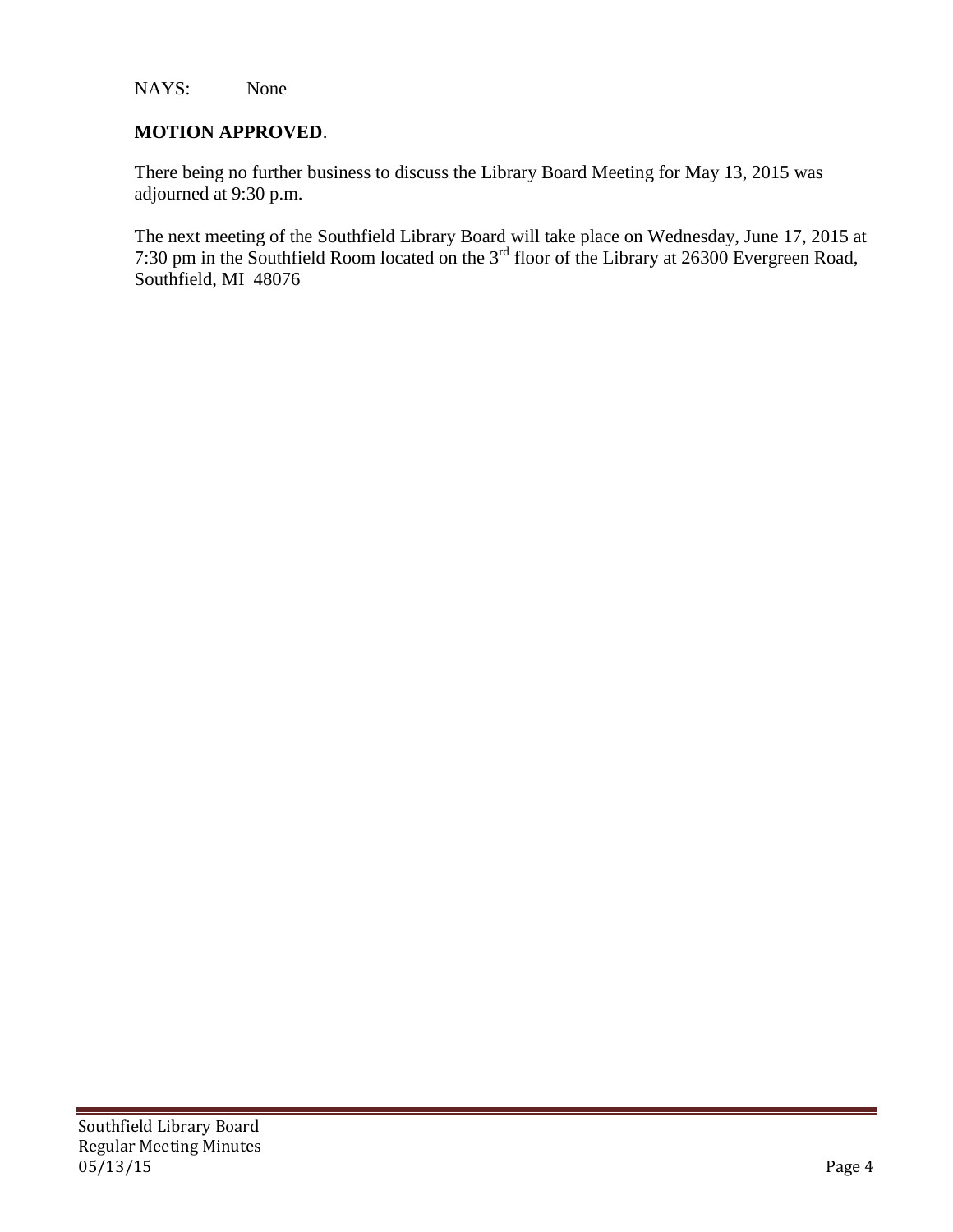NAYS: None

**MOTION APPROVED**.

There being no further business to discuss the Library Board Meeting for May 13, 2015 was adjourned at 9:30 p.m.

The next meeting of the Southfield Library Board will take place on Wednesday, June 17, 2015 at 7:30 pm in the Southfield Room located on the 3rd floor of the Library at 26300 Evergreen Road, Southfield, MI 48076